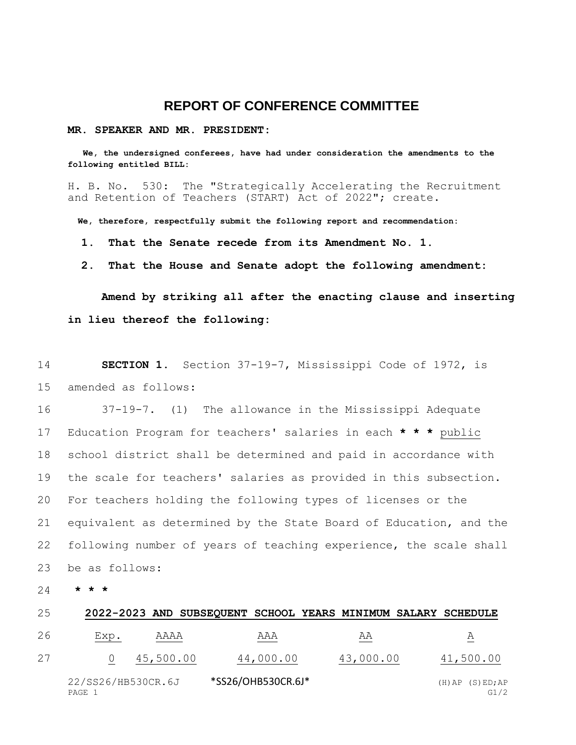# REPORT OF CONFERENCE COMMITTEE

**MR. SPEAKER AND MR. PRESIDENT:**

**We, the undersigned conferees, have had under consideration the amendments to the following entitled BILL:**

H. B. No. 530: The "Strategically Accelerating the Recruitment and Retention of Teachers (START) Act of 2022"; create.

**We, therefore, respectfully submit the following report and recommendation:**

**1. That the Senate recede from its Amendment No. 1.**

**2. That the House and Senate adopt the following amendment:**

**Amend by striking all after the enacting clause and inserting in lieu thereof the following:**

**SECTION 1.** Section 37-19-7, Mississippi Code of 1972, is amended as follows:

37-19-7. (1) The allowance in the Mississippi Adequate Education Program for teachers' salaries in each **\* \* \*** public school district shall be determined and paid in accordance with the scale for teachers' salaries as provided in this subsection. For teachers holding the following types of licenses or the equivalent as determined by the State Board of Education, and the following number of years of teaching experience, the scale shall be as follows:

**\* \* \***

**2022-2023 AND SUBSEQUENT SCHOOL YEARS MINIMUM SALARY SCHEDULE**

| Exp. | AAAA | AAA | AA | A |
|---|---|---|---|---|
| 0 | 45,500.00 | 44,000.00 | 43,000.00 | 41,500.00 |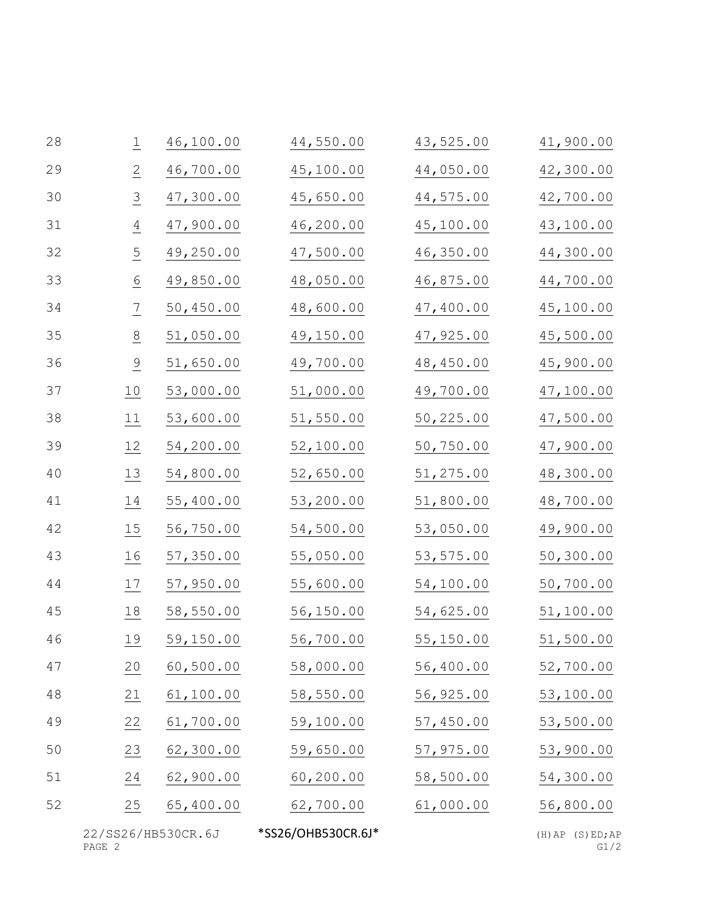| | | | | |
|---|---|---|---|---|
| 1 | 46,100.00 | 44,550.00 | 43,525.00 | 41,900.00 |
| 2 | 46,700.00 | 45,100.00 | 44,050.00 | 42,300.00 |
| 3 | 47,300.00 | 45,650.00 | 44,575.00 | 42,700.00 |
| 4 | 47,900.00 | 46,200.00 | 45,100.00 | 43,100.00 |
| 5 | 49,250.00 | 47,500.00 | 46,350.00 | 44,300.00 |
| 6 | 49,850.00 | 48,050.00 | 46,875.00 | 44,700.00 |
| 7 | 50,450.00 | 48,600.00 | 47,400.00 | 45,100.00 |
| 8 | 51,050.00 | 49,150.00 | 47,925.00 | 45,500.00 |
| 9 | 51,650.00 | 49,700.00 | 48,450.00 | 45,900.00 |
| 10 | 53,000.00 | 51,000.00 | 49,700.00 | 47,100.00 |
| 11 | 53,600.00 | 51,550.00 | 50,225.00 | 47,500.00 |
| 12 | 54,200.00 | 52,100.00 | 50,750.00 | 47,900.00 |
| 13 | 54,800.00 | 52,650.00 | 51,275.00 | 48,300.00 |
| 14 | 55,400.00 | 53,200.00 | 51,800.00 | 48,700.00 |
| 15 | 56,750.00 | 54,500.00 | 53,050.00 | 49,900.00 |
| 16 | 57,350.00 | 55,050.00 | 53,575.00 | 50,300.00 |
| 17 | 57,950.00 | 55,600.00 | 54,100.00 | 50,700.00 |
| 18 | 58,550.00 | 56,150.00 | 54,625.00 | 51,100.00 |
| 19 | 59,150.00 | 56,700.00 | 55,150.00 | 51,500.00 |
| 20 | 60,500.00 | 58,000.00 | 56,400.00 | 52,700.00 |
| 21 | 61,100.00 | 58,550.00 | 56,925.00 | 53,100.00 |
| 22 | 61,700.00 | 59,100.00 | 57,450.00 | 53,500.00 |
| 23 | 62,300.00 | 59,650.00 | 57,975.00 | 53,900.00 |
| 24 | 62,900.00 | 60,200.00 | 58,500.00 | 54,300.00 |
| 25 | 65,400.00 | 62,700.00 | 61,000.00 | 56,800.00 |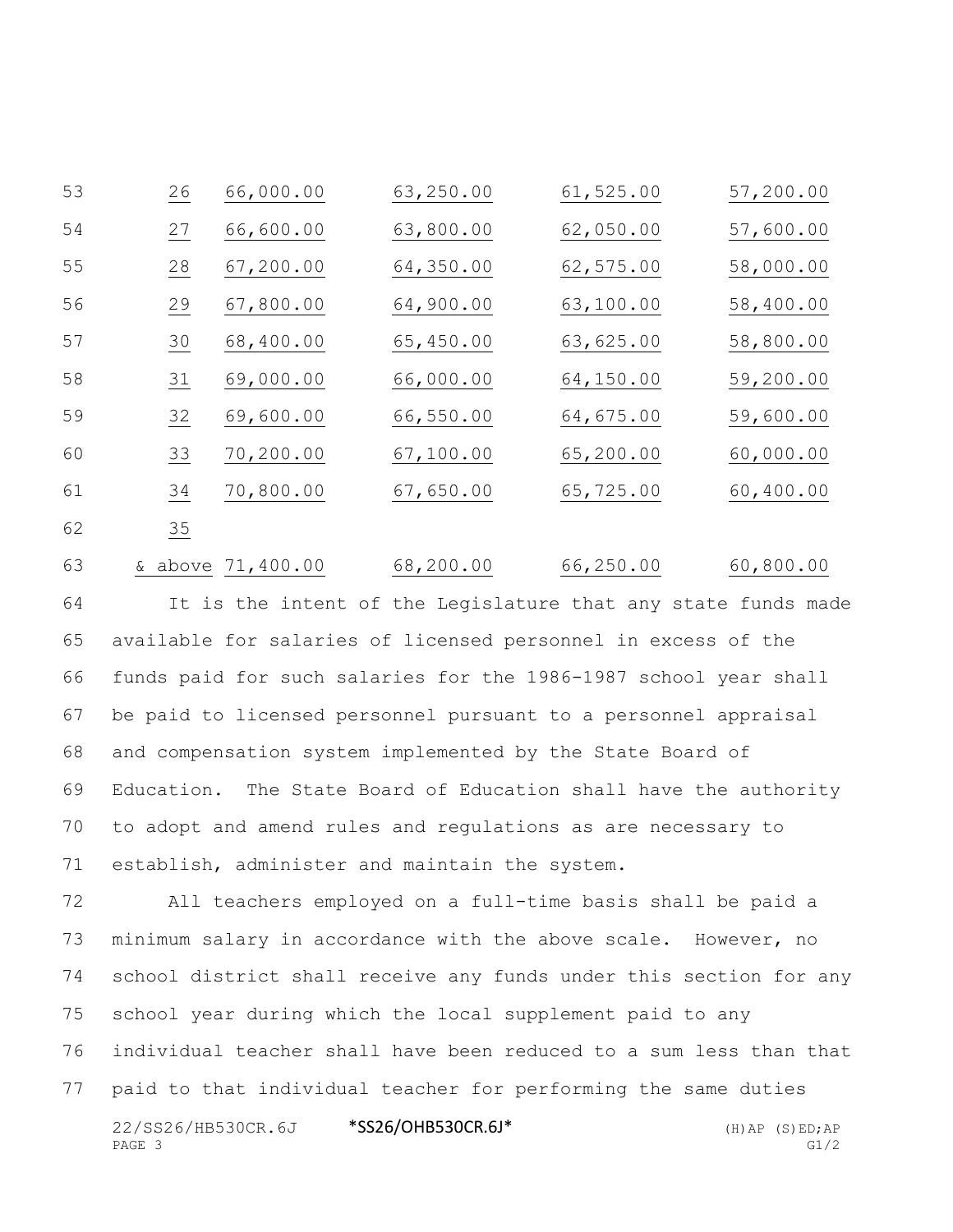| | | | | |
|---|---|---|---|---|
| 26 | 66,000.00 | 63,250.00 | 61,525.00 | 57,200.00 |
| 27 | 66,600.00 | 63,800.00 | 62,050.00 | 57,600.00 |
| 28 | 67,200.00 | 64,350.00 | 62,575.00 | 58,000.00 |
| 29 | 67,800.00 | 64,900.00 | 63,100.00 | 58,400.00 |
| 30 | 68,400.00 | 65,450.00 | 63,625.00 | 58,800.00 |
| 31 | 69,000.00 | 66,000.00 | 64,150.00 | 59,200.00 |
| 32 | 69,600.00 | 66,550.00 | 64,675.00 | 59,600.00 |
| 33 | 70,200.00 | 67,100.00 | 65,200.00 | 60,000.00 |
| 34 | 70,800.00 | 67,650.00 | 65,725.00 | 60,400.00 |
| 35 & above | 71,400.00 | 68,200.00 | 66,250.00 | 60,800.00 |

It is the intent of the Legislature that any state funds made available for salaries of licensed personnel in excess of the funds paid for such salaries for the 1986-1987 school year shall be paid to licensed personnel pursuant to a personnel appraisal and compensation system implemented by the State Board of Education. The State Board of Education shall have the authority to adopt and amend rules and regulations as are necessary to establish, administer and maintain the system.

All teachers employed on a full-time basis shall be paid a minimum salary in accordance with the above scale. However, no school district shall receive any funds under this section for any school year during which the local supplement paid to any individual teacher shall have been reduced to a sum less than that paid to that individual teacher for performing the same duties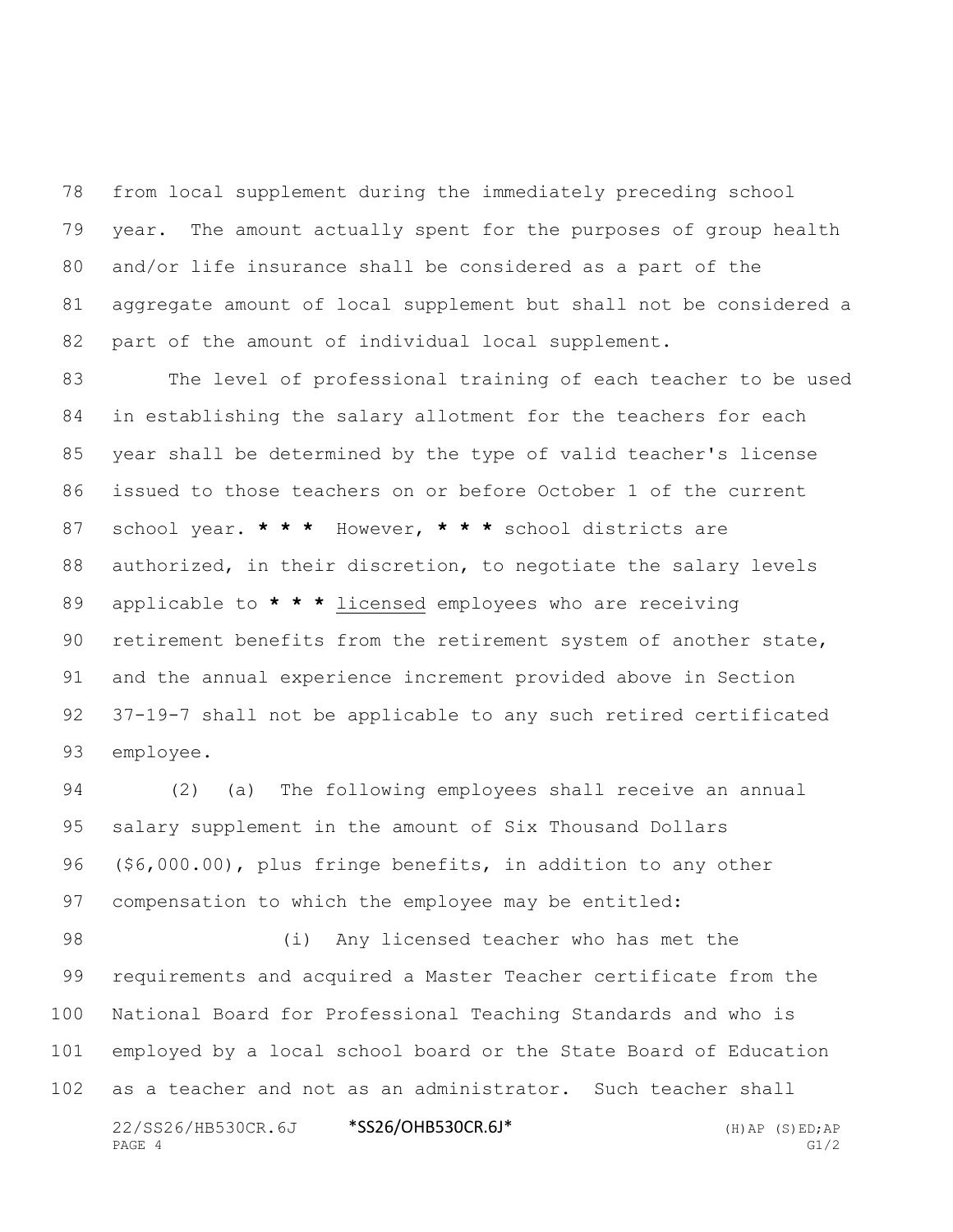from local supplement during the immediately preceding school year. The amount actually spent for the purposes of group health and/or life insurance shall be considered as a part of the aggregate amount of local supplement but shall not be considered a part of the amount of individual local supplement.

The level of professional training of each teacher to be used in establishing the salary allotment for the teachers for each year shall be determined by the type of valid teacher's license issued to those teachers on or before October 1 of the current school year. * * * However, * * * school districts are authorized, in their discretion, to negotiate the salary levels applicable to * * * licensed employees who are receiving retirement benefits from the retirement system of another state, and the annual experience increment provided above in Section 37-19-7 shall not be applicable to any such retired certificated employee.

(2) (a) The following employees shall receive an annual salary supplement in the amount of Six Thousand Dollars ($6,000.00), plus fringe benefits, in addition to any other compensation to which the employee may be entitled:

(i) Any licensed teacher who has met the requirements and acquired a Master Teacher certificate from the National Board for Professional Teaching Standards and who is employed by a local school board or the State Board of Education as a teacher and not as an administrator. Such teacher shall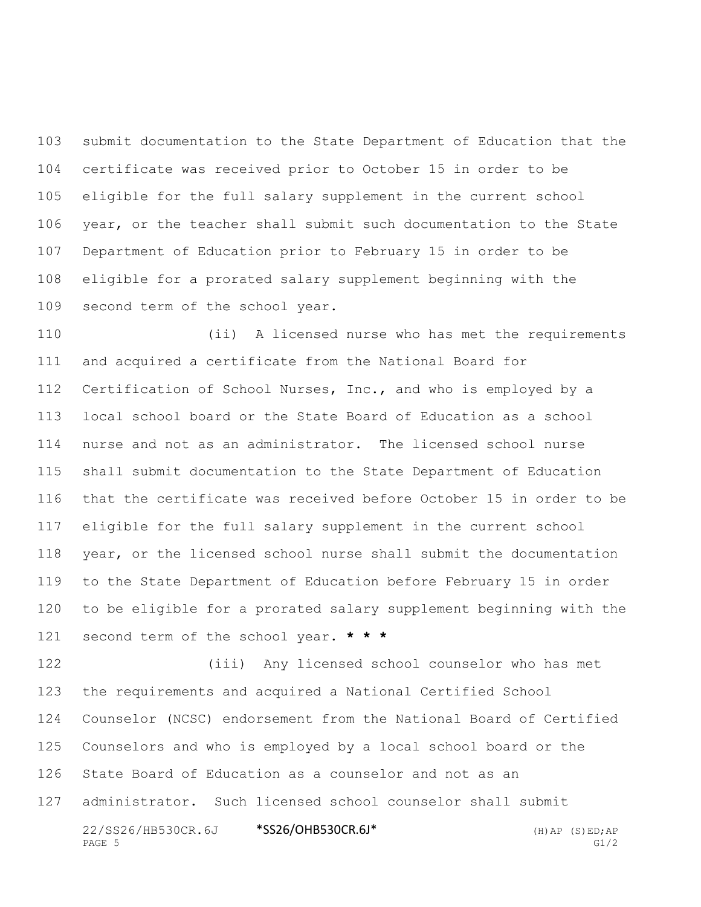submit documentation to the State Department of Education that the certificate was received prior to October 15 in order to be eligible for the full salary supplement in the current school year, or the teacher shall submit such documentation to the State Department of Education prior to February 15 in order to be eligible for a prorated salary supplement beginning with the second term of the school year.

(ii) A licensed nurse who has met the requirements and acquired a certificate from the National Board for Certification of School Nurses, Inc., and who is employed by a local school board or the State Board of Education as a school nurse and not as an administrator. The licensed school nurse shall submit documentation to the State Department of Education that the certificate was received before October 15 in order to be eligible for the full salary supplement in the current school year, or the licensed school nurse shall submit the documentation to the State Department of Education before February 15 in order to be eligible for a prorated salary supplement beginning with the second term of the school year. **\* \* \***

(iii) Any licensed school counselor who has met the requirements and acquired a National Certified School Counselor (NCSC) endorsement from the National Board of Certified Counselors and who is employed by a local school board or the State Board of Education as a counselor and not as an administrator. Such licensed school counselor shall submit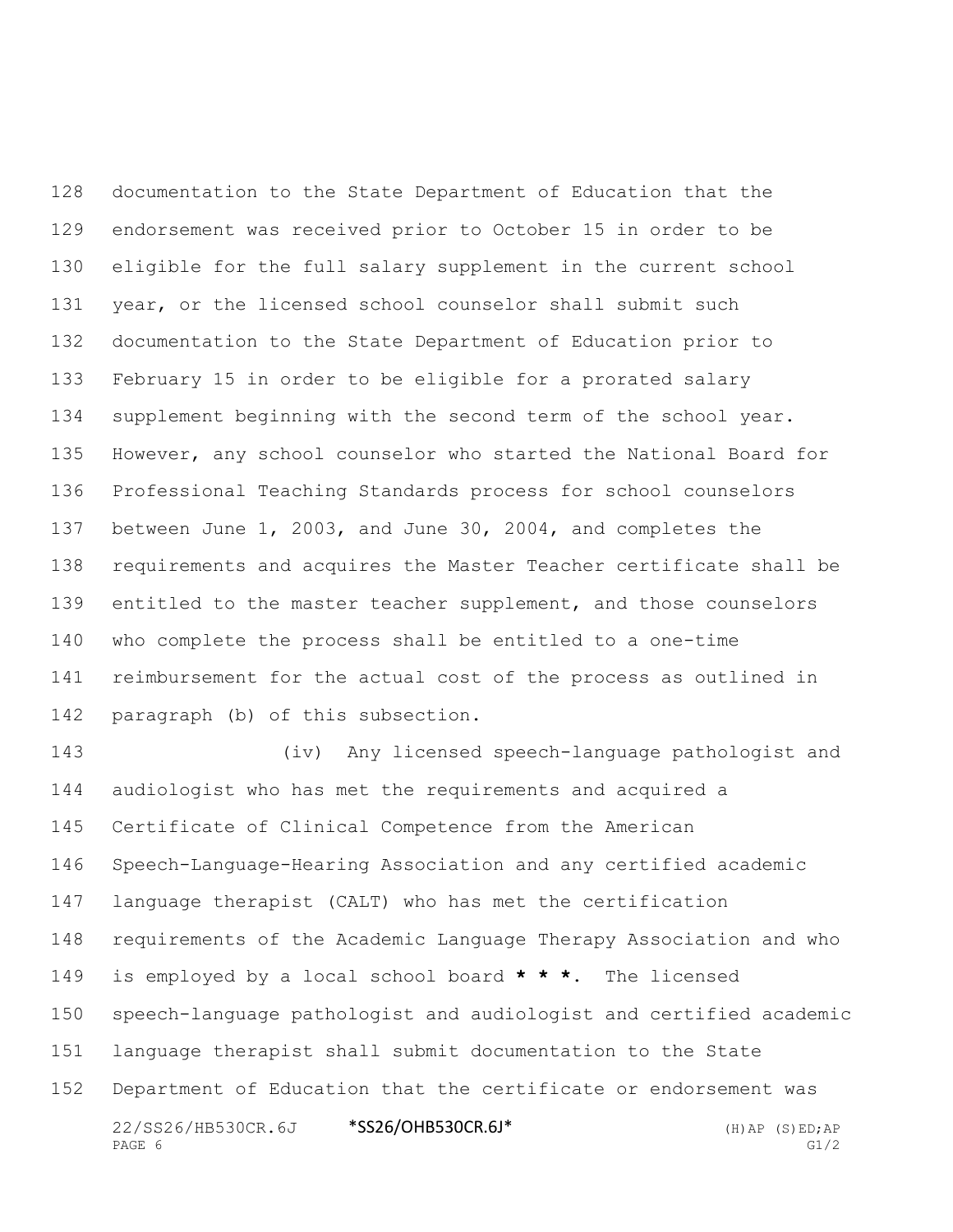documentation to the State Department of Education that the endorsement was received prior to October 15 in order to be eligible for the full salary supplement in the current school year, or the licensed school counselor shall submit such documentation to the State Department of Education prior to February 15 in order to be eligible for a prorated salary supplement beginning with the second term of the school year. However, any school counselor who started the National Board for Professional Teaching Standards process for school counselors between June 1, 2003, and June 30, 2004, and completes the requirements and acquires the Master Teacher certificate shall be entitled to the master teacher supplement, and those counselors who complete the process shall be entitled to a one-time reimbursement for the actual cost of the process as outlined in paragraph (b) of this subsection.

(iv) Any licensed speech-language pathologist and audiologist who has met the requirements and acquired a Certificate of Clinical Competence from the American Speech-Language-Hearing Association and any certified academic language therapist (CALT) who has met the certification requirements of the Academic Language Therapy Association and who is employed by a local school board **\* \* \***. The licensed speech-language pathologist and audiologist and certified academic language therapist shall submit documentation to the State Department of Education that the certificate or endorsement was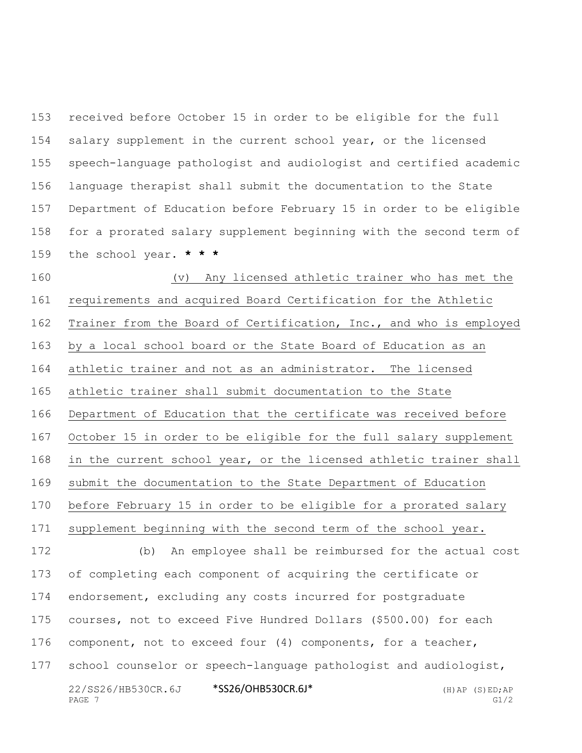received before October 15 in order to be eligible for the full salary supplement in the current school year, or the licensed speech-language pathologist and audiologist and certified academic language therapist shall submit the documentation to the State Department of Education before February 15 in order to be eligible for a prorated salary supplement beginning with the second term of the school year. * * *

(v) Any licensed athletic trainer who has met the requirements and acquired Board Certification for the Athletic Trainer from the Board of Certification, Inc., and who is employed by a local school board or the State Board of Education as an athletic trainer and not as an administrator. The licensed athletic trainer shall submit documentation to the State Department of Education that the certificate was received before October 15 in order to be eligible for the full salary supplement in the current school year, or the licensed athletic trainer shall submit the documentation to the State Department of Education before February 15 in order to be eligible for a prorated salary supplement beginning with the second term of the school year.

(b) An employee shall be reimbursed for the actual cost of completing each component of acquiring the certificate or endorsement, excluding any costs incurred for postgraduate courses, not to exceed Five Hundred Dollars ($500.00) for each component, not to exceed four (4) components, for a teacher, school counselor or speech-language pathologist and audiologist,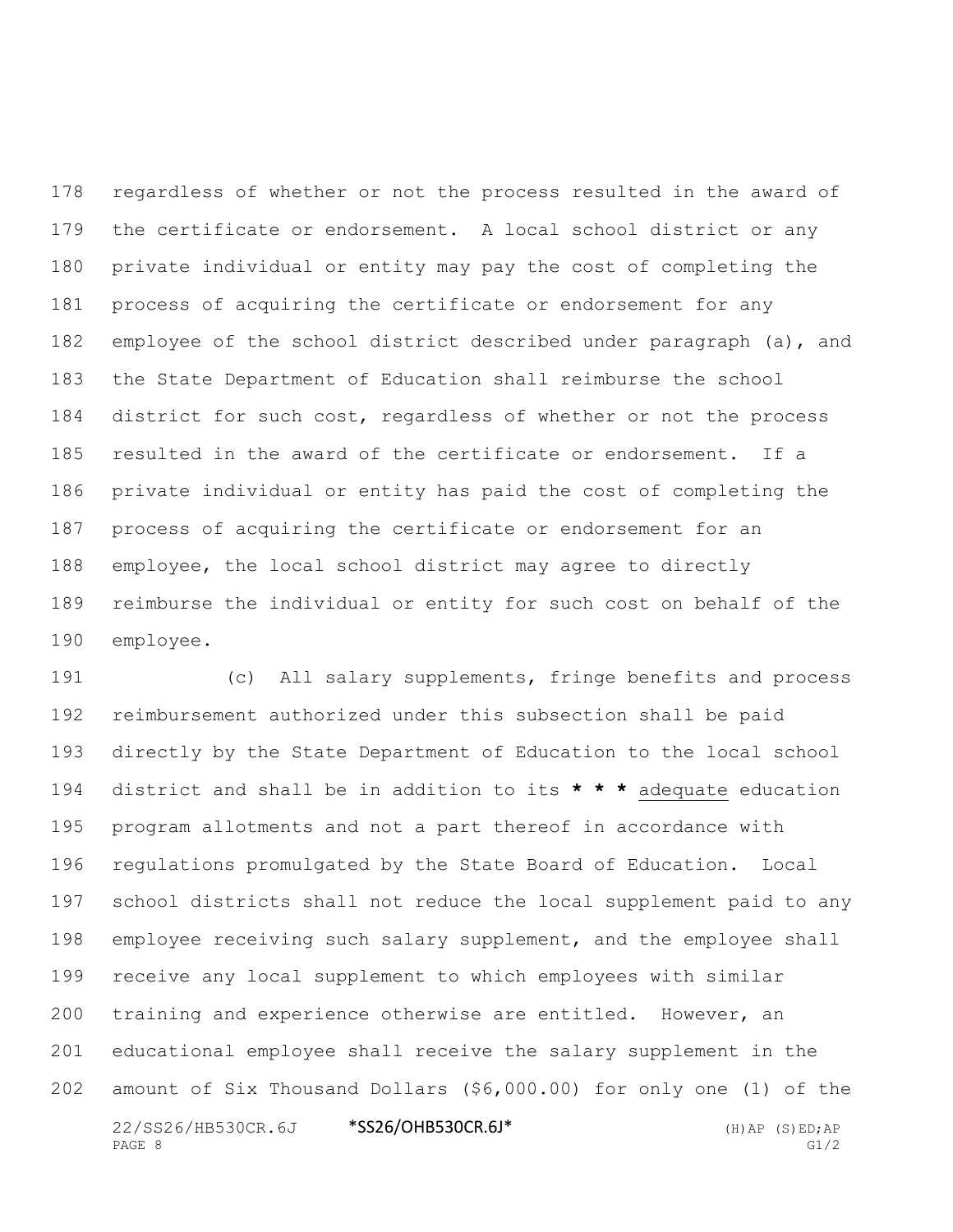regardless of whether or not the process resulted in the award of the certificate or endorsement. A local school district or any private individual or entity may pay the cost of completing the process of acquiring the certificate or endorsement for any employee of the school district described under paragraph (a), and the State Department of Education shall reimburse the school district for such cost, regardless of whether or not the process resulted in the award of the certificate or endorsement. If a private individual or entity has paid the cost of completing the process of acquiring the certificate or endorsement for an employee, the local school district may agree to directly reimburse the individual or entity for such cost on behalf of the employee.

(c) All salary supplements, fringe benefits and process reimbursement authorized under this subsection shall be paid directly by the State Department of Education to the local school district and shall be in addition to its **\* \* \*** adequate education program allotments and not a part thereof in accordance with regulations promulgated by the State Board of Education. Local school districts shall not reduce the local supplement paid to any employee receiving such salary supplement, and the employee shall receive any local supplement to which employees with similar training and experience otherwise are entitled. However, an educational employee shall receive the salary supplement in the amount of Six Thousand Dollars ($6,000.00) for only one (1) of the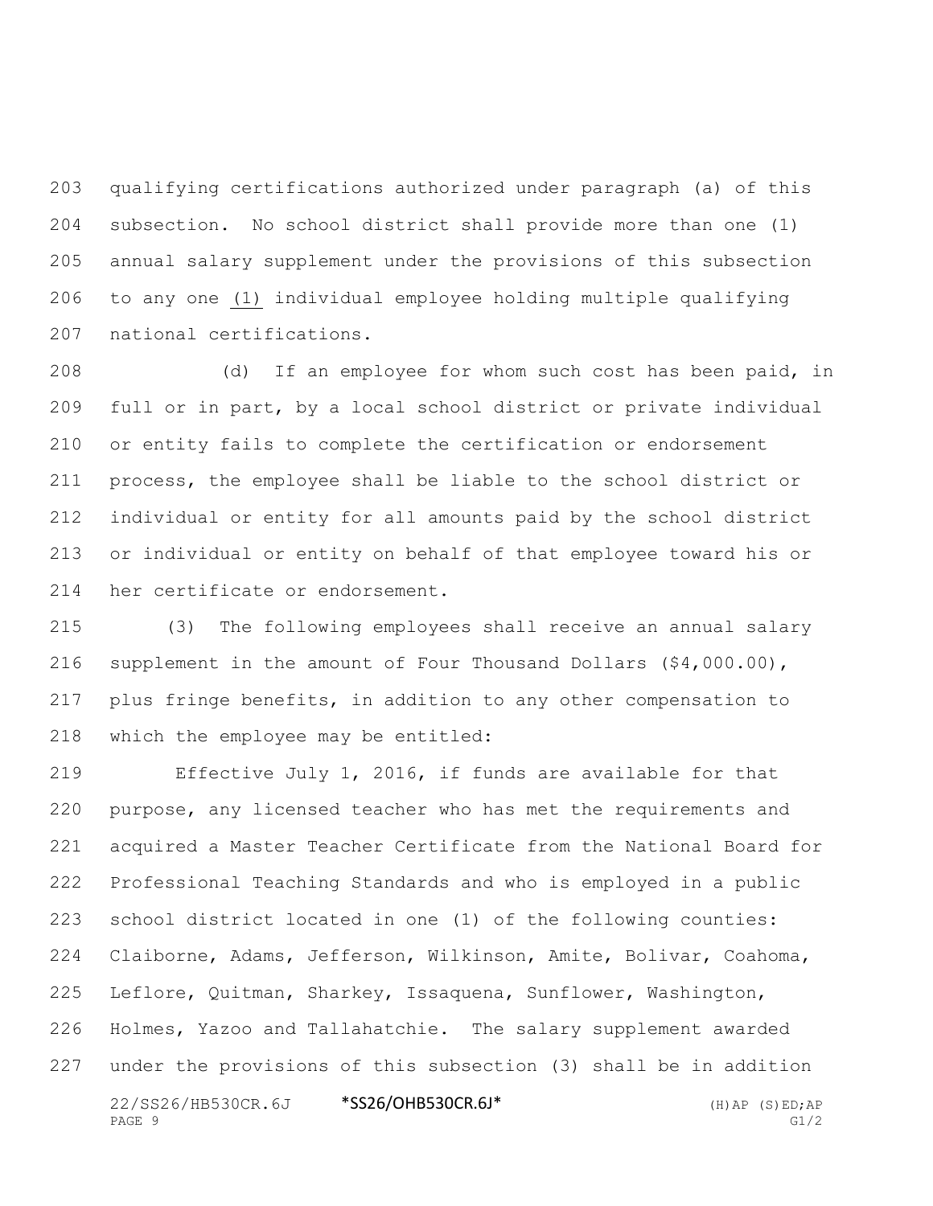qualifying certifications authorized under paragraph (a) of this subsection. No school district shall provide more than one (1) annual salary supplement under the provisions of this subsection to any one <u>(1)</u> individual employee holding multiple qualifying national certifications.

(d) If an employee for whom such cost has been paid, in full or in part, by a local school district or private individual or entity fails to complete the certification or endorsement process, the employee shall be liable to the school district or individual or entity for all amounts paid by the school district or individual or entity on behalf of that employee toward his or her certificate or endorsement.

(3) The following employees shall receive an annual salary supplement in the amount of Four Thousand Dollars ($4,000.00), plus fringe benefits, in addition to any other compensation to which the employee may be entitled:

Effective July 1, 2016, if funds are available for that purpose, any licensed teacher who has met the requirements and acquired a Master Teacher Certificate from the National Board for Professional Teaching Standards and who is employed in a public school district located in one (1) of the following counties: Claiborne, Adams, Jefferson, Wilkinson, Amite, Bolivar, Coahoma, Leflore, Quitman, Sharkey, Issaquena, Sunflower, Washington, Holmes, Yazoo and Tallahatchie. The salary supplement awarded under the provisions of this subsection (3) shall be in addition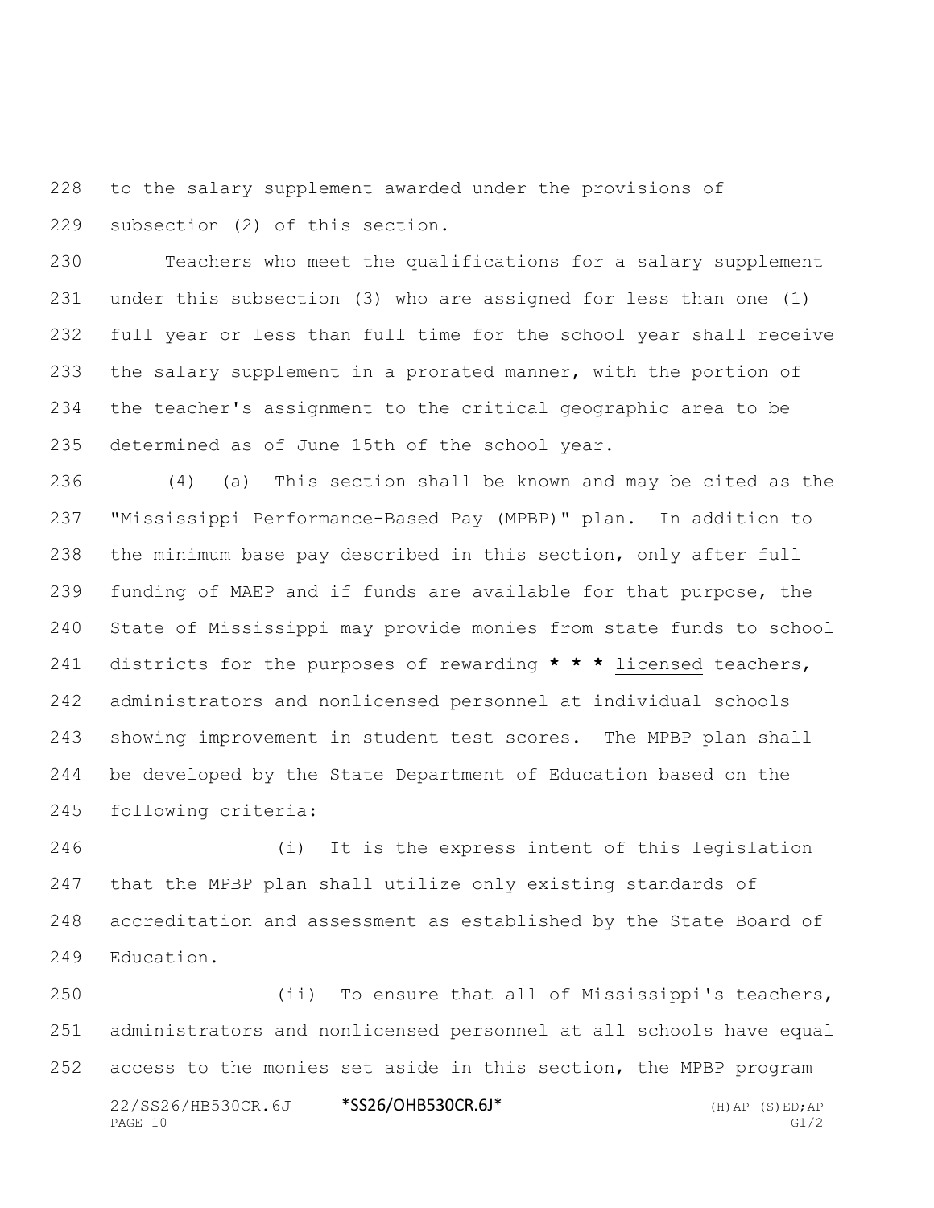to the salary supplement awarded under the provisions of subsection (2) of this section.

Teachers who meet the qualifications for a salary supplement under this subsection (3) who are assigned for less than one (1) full year or less than full time for the school year shall receive the salary supplement in a prorated manner, with the portion of the teacher's assignment to the critical geographic area to be determined as of June 15th of the school year.

(4) (a) This section shall be known and may be cited as the "Mississippi Performance-Based Pay (MPBP)" plan. In addition to the minimum base pay described in this section, only after full funding of MAEP and if funds are available for that purpose, the State of Mississippi may provide monies from state funds to school districts for the purposes of rewarding **\* \* \*** <u>licensed</u> teachers, administrators and nonlicensed personnel at individual schools showing improvement in student test scores. The MPBP plan shall be developed by the State Department of Education based on the following criteria:

(i) It is the express intent of this legislation that the MPBP plan shall utilize only existing standards of accreditation and assessment as established by the State Board of Education.

(ii) To ensure that all of Mississippi's teachers, administrators and nonlicensed personnel at all schools have equal access to the monies set aside in this section, the MPBP program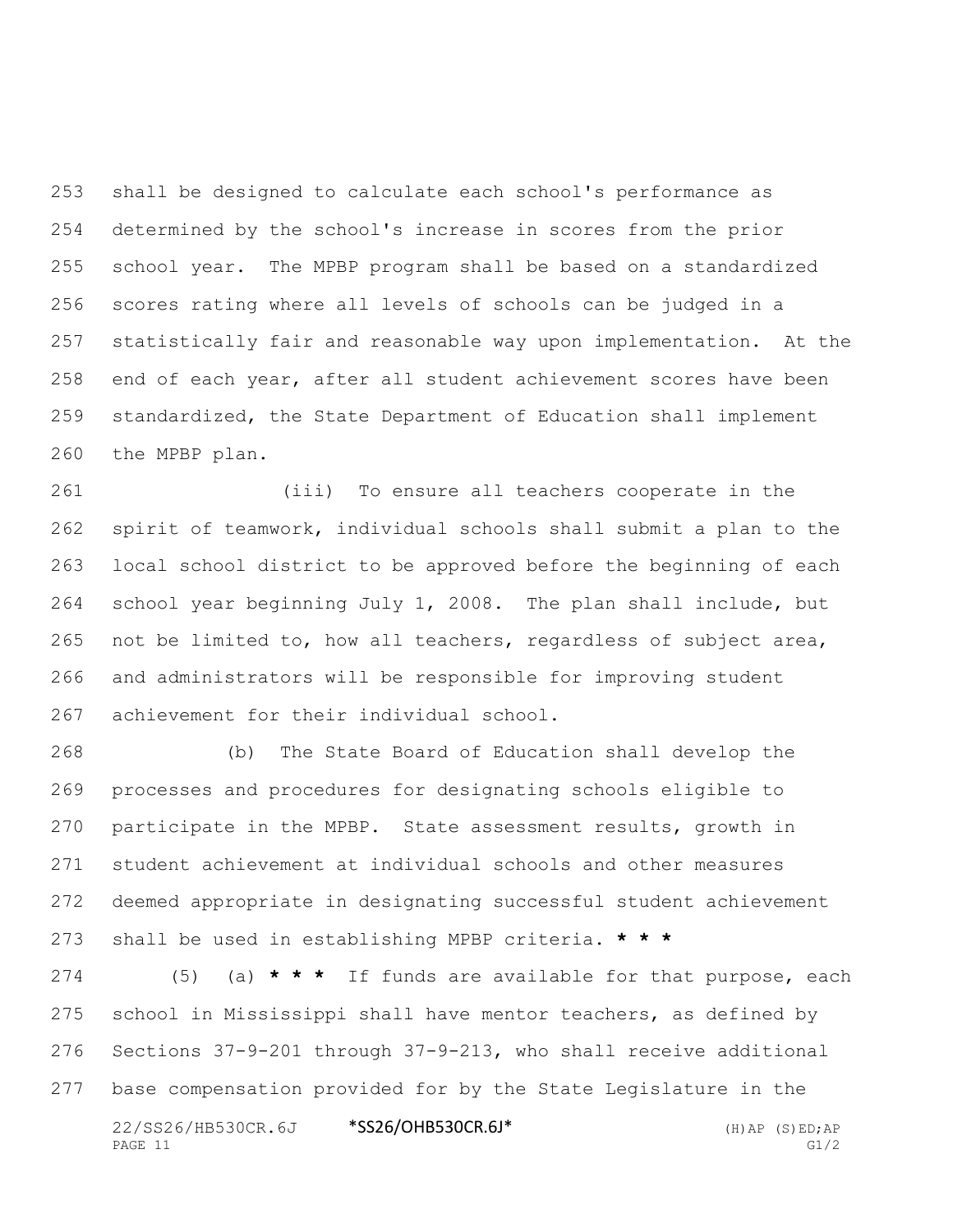shall be designed to calculate each school's performance as determined by the school's increase in scores from the prior school year. The MPBP program shall be based on a standardized scores rating where all levels of schools can be judged in a statistically fair and reasonable way upon implementation. At the end of each year, after all student achievement scores have been standardized, the State Department of Education shall implement the MPBP plan.

(iii) To ensure all teachers cooperate in the spirit of teamwork, individual schools shall submit a plan to the local school district to be approved before the beginning of each school year beginning July 1, 2008. The plan shall include, but not be limited to, how all teachers, regardless of subject area, and administrators will be responsible for improving student achievement for their individual school.

(b) The State Board of Education shall develop the processes and procedures for designating schools eligible to participate in the MPBP. State assessment results, growth in student achievement at individual schools and other measures deemed appropriate in designating successful student achievement shall be used in establishing MPBP criteria. **\* \* \***

(5) (a) **\* \* \*** If funds are available for that purpose, each school in Mississippi shall have mentor teachers, as defined by Sections 37-9-201 through 37-9-213, who shall receive additional base compensation provided for by the State Legislature in the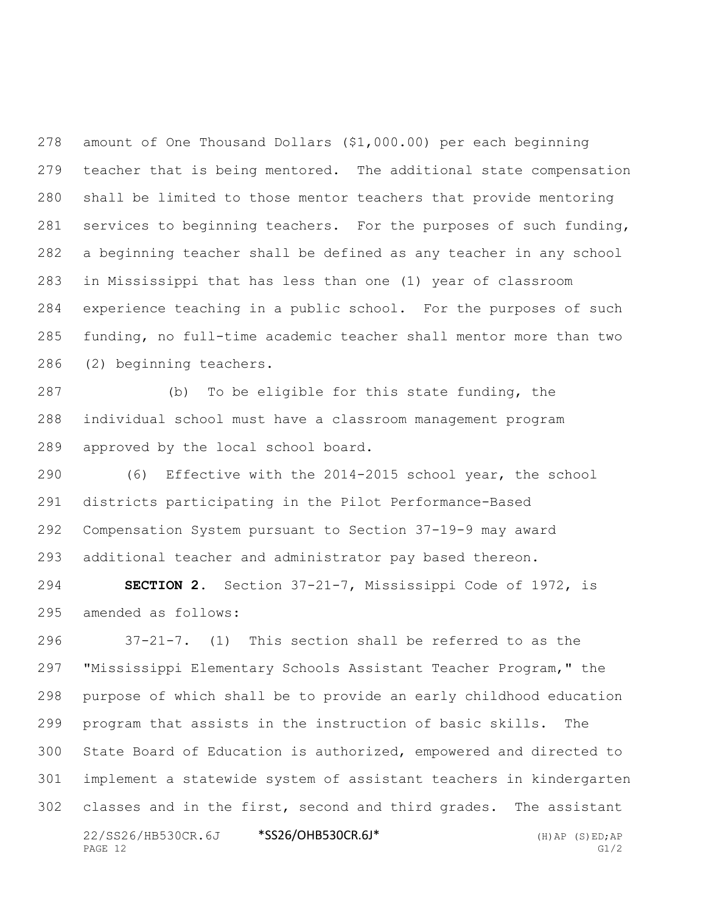amount of One Thousand Dollars ($1,000.00) per each beginning teacher that is being mentored. The additional state compensation shall be limited to those mentor teachers that provide mentoring services to beginning teachers. For the purposes of such funding, a beginning teacher shall be defined as any teacher in any school in Mississippi that has less than one (1) year of classroom experience teaching in a public school. For the purposes of such funding, no full-time academic teacher shall mentor more than two (2) beginning teachers.

(b) To be eligible for this state funding, the individual school must have a classroom management program approved by the local school board.

(6) Effective with the 2014-2015 school year, the school districts participating in the Pilot Performance-Based Compensation System pursuant to Section 37-19-9 may award additional teacher and administrator pay based thereon.

**SECTION 2.** Section 37-21-7, Mississippi Code of 1972, is amended as follows:

37-21-7. (1) This section shall be referred to as the "Mississippi Elementary Schools Assistant Teacher Program," the purpose of which shall be to provide an early childhood education program that assists in the instruction of basic skills. The State Board of Education is authorized, empowered and directed to implement a statewide system of assistant teachers in kindergarten classes and in the first, second and third grades. The assistant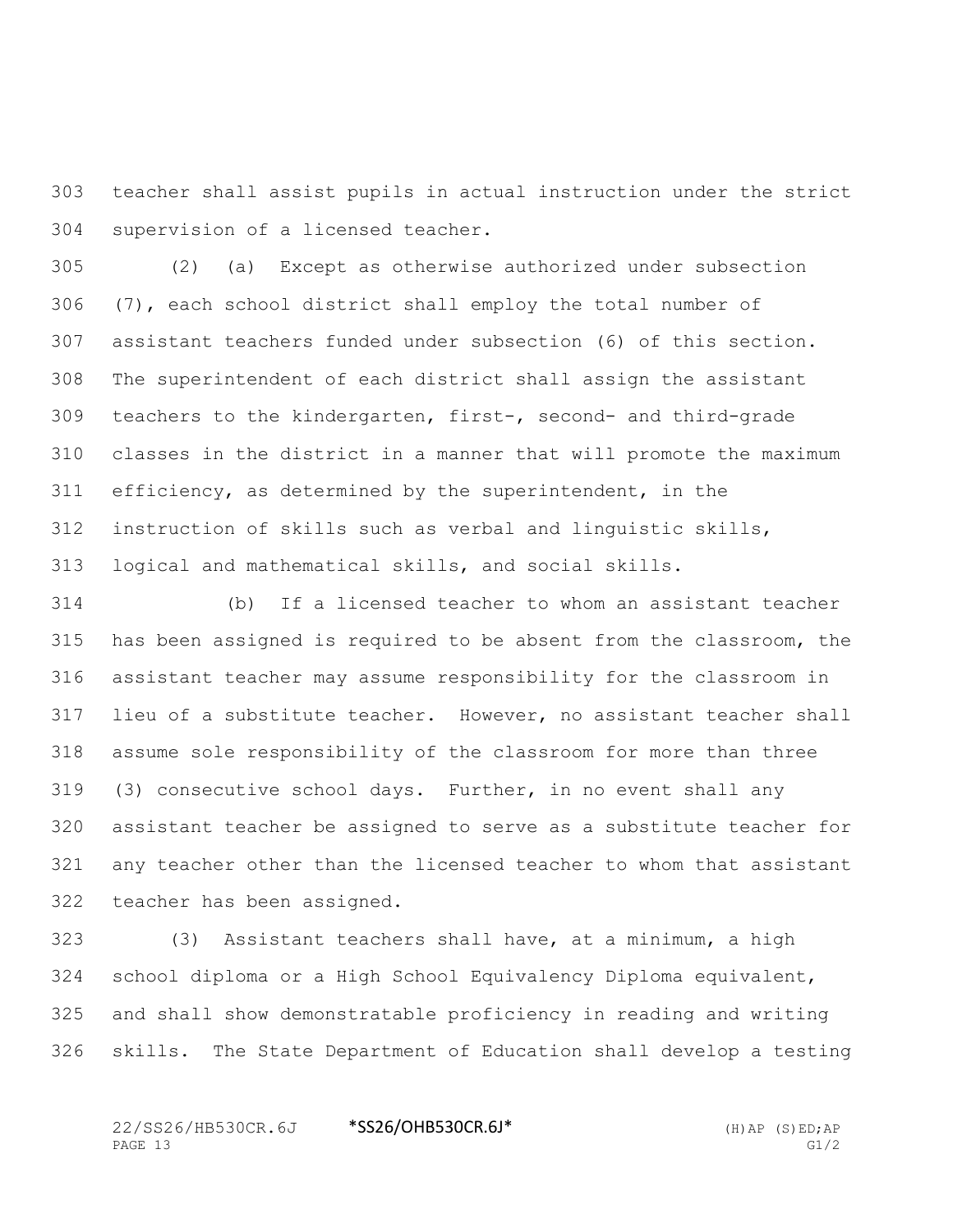teacher shall assist pupils in actual instruction under the strict supervision of a licensed teacher.

(2) (a) Except as otherwise authorized under subsection (7), each school district shall employ the total number of assistant teachers funded under subsection (6) of this section. The superintendent of each district shall assign the assistant teachers to the kindergarten, first-, second- and third-grade classes in the district in a manner that will promote the maximum efficiency, as determined by the superintendent, in the instruction of skills such as verbal and linguistic skills, logical and mathematical skills, and social skills.

(b) If a licensed teacher to whom an assistant teacher has been assigned is required to be absent from the classroom, the assistant teacher may assume responsibility for the classroom in lieu of a substitute teacher. However, no assistant teacher shall assume sole responsibility of the classroom for more than three (3) consecutive school days. Further, in no event shall any assistant teacher be assigned to serve as a substitute teacher for any teacher other than the licensed teacher to whom that assistant teacher has been assigned.

(3) Assistant teachers shall have, at a minimum, a high school diploma or a High School Equivalency Diploma equivalent, and shall show demonstratable proficiency in reading and writing skills. The State Department of Education shall develop a testing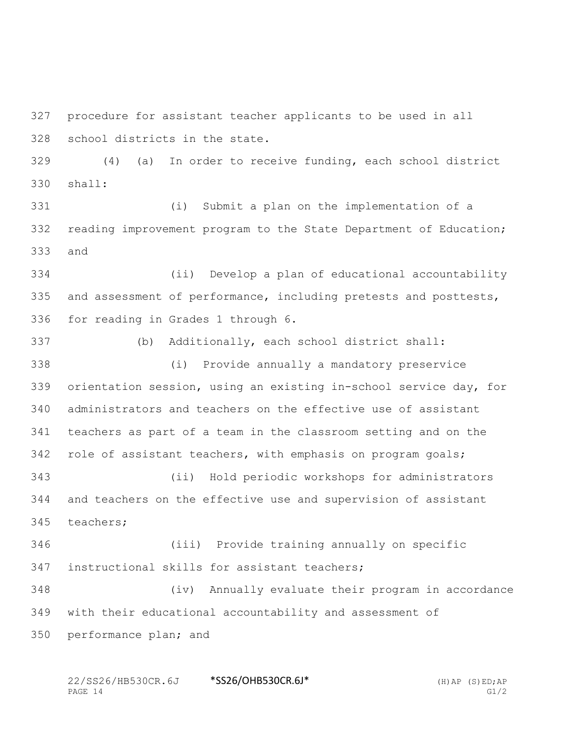procedure for assistant teacher applicants to be used in all school districts in the state.

(4) (a) In order to receive funding, each school district shall:

(i) Submit a plan on the implementation of a reading improvement program to the State Department of Education; and

(ii) Develop a plan of educational accountability and assessment of performance, including pretests and posttests, for reading in Grades 1 through 6.

(b) Additionally, each school district shall:

(i) Provide annually a mandatory preservice orientation session, using an existing in-school service day, for administrators and teachers on the effective use of assistant teachers as part of a team in the classroom setting and on the role of assistant teachers, with emphasis on program goals;

(ii) Hold periodic workshops for administrators and teachers on the effective use and supervision of assistant teachers;

(iii) Provide training annually on specific instructional skills for assistant teachers;

(iv) Annually evaluate their program in accordance with their educational accountability and assessment of performance plan; and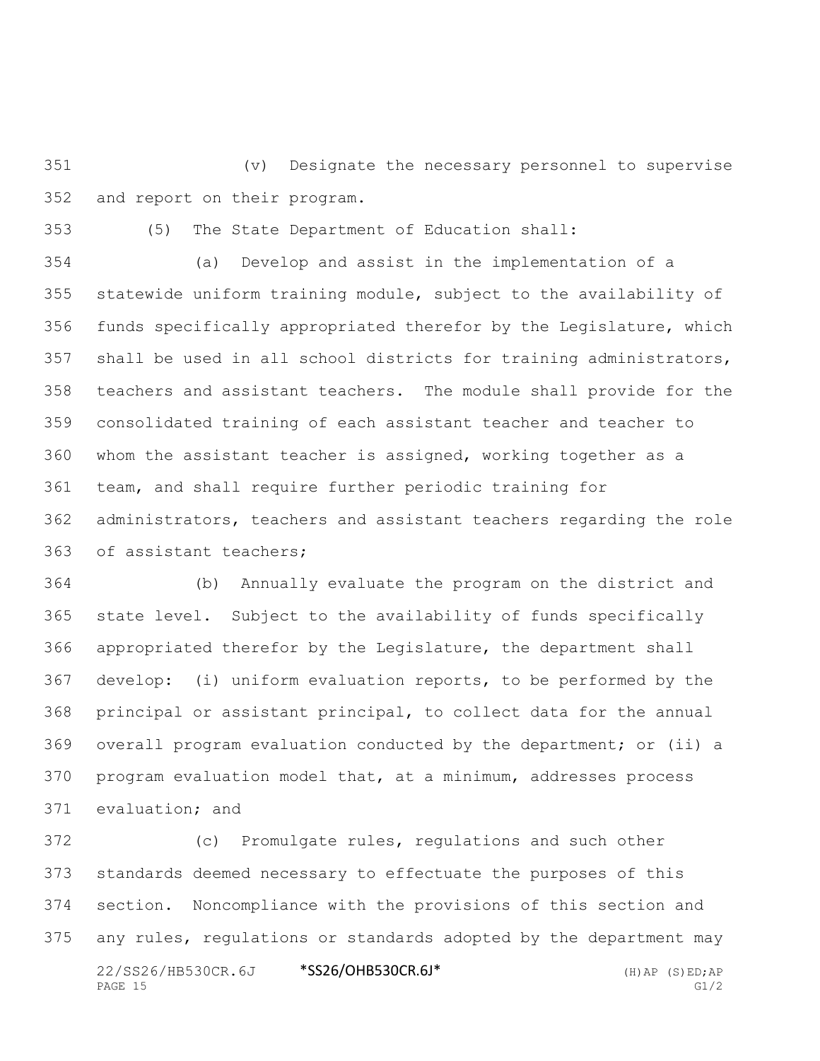(v) Designate the necessary personnel to supervise and report on their program.

(5) The State Department of Education shall:

(a) Develop and assist in the implementation of a statewide uniform training module, subject to the availability of funds specifically appropriated therefor by the Legislature, which shall be used in all school districts for training administrators, teachers and assistant teachers. The module shall provide for the consolidated training of each assistant teacher and teacher to whom the assistant teacher is assigned, working together as a team, and shall require further periodic training for administrators, teachers and assistant teachers regarding the role of assistant teachers;

(b) Annually evaluate the program on the district and state level. Subject to the availability of funds specifically appropriated therefor by the Legislature, the department shall develop: (i) uniform evaluation reports, to be performed by the principal or assistant principal, to collect data for the annual overall program evaluation conducted by the department; or (ii) a program evaluation model that, at a minimum, addresses process evaluation; and

(c) Promulgate rules, regulations and such other standards deemed necessary to effectuate the purposes of this section. Noncompliance with the provisions of this section and any rules, regulations or standards adopted by the department may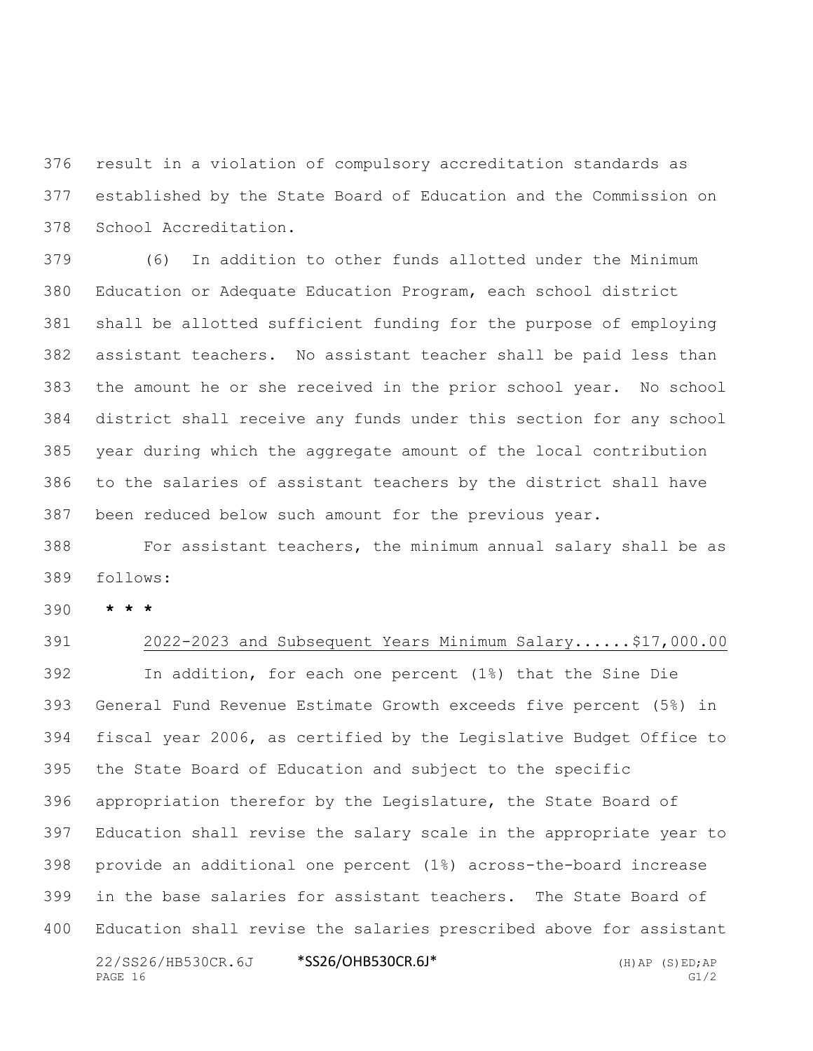result in a violation of compulsory accreditation standards as established by the State Board of Education and the Commission on School Accreditation.

(6) In addition to other funds allotted under the Minimum Education or Adequate Education Program, each school district shall be allotted sufficient funding for the purpose of employing assistant teachers. No assistant teacher shall be paid less than the amount he or she received in the prior school year. No school district shall receive any funds under this section for any school year during which the aggregate amount of the local contribution to the salaries of assistant teachers by the district shall have been reduced below such amount for the previous year.

For assistant teachers, the minimum annual salary shall be as follows:

**\* \* \***

<u>2022-2023 and Subsequent Years Minimum Salary......$17,000.00</u>

In addition, for each one percent (1%) that the Sine Die General Fund Revenue Estimate Growth exceeds five percent (5%) in fiscal year 2006, as certified by the Legislative Budget Office to the State Board of Education and subject to the specific appropriation therefor by the Legislature, the State Board of Education shall revise the salary scale in the appropriate year to provide an additional one percent (1%) across-the-board increase in the base salaries for assistant teachers. The State Board of Education shall revise the salaries prescribed above for assistant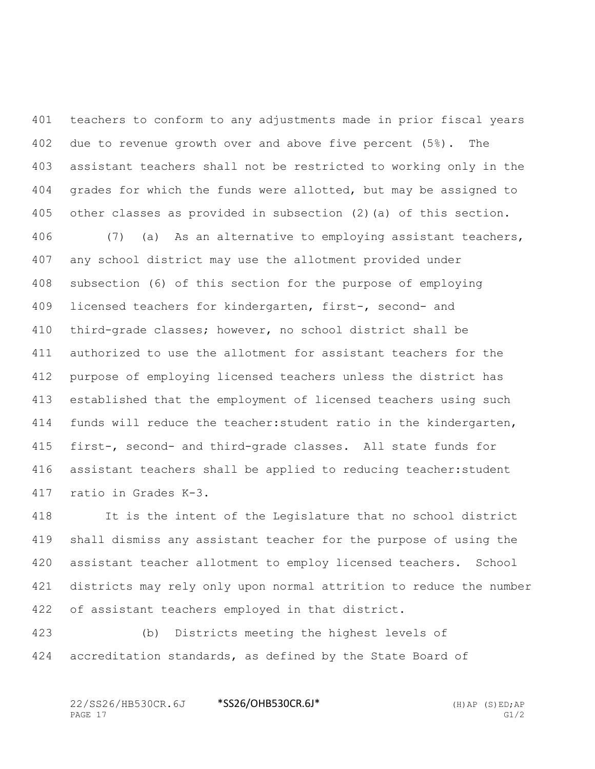teachers to conform to any adjustments made in prior fiscal years due to revenue growth over and above five percent (5%). The assistant teachers shall not be restricted to working only in the grades for which the funds were allotted, but may be assigned to other classes as provided in subsection (2)(a) of this section.

(7) (a) As an alternative to employing assistant teachers, any school district may use the allotment provided under subsection (6) of this section for the purpose of employing licensed teachers for kindergarten, first-, second- and third-grade classes; however, no school district shall be authorized to use the allotment for assistant teachers for the purpose of employing licensed teachers unless the district has established that the employment of licensed teachers using such funds will reduce the teacher:student ratio in the kindergarten, first-, second- and third-grade classes. All state funds for assistant teachers shall be applied to reducing teacher:student ratio in Grades K-3.

It is the intent of the Legislature that no school district shall dismiss any assistant teacher for the purpose of using the assistant teacher allotment to employ licensed teachers. School districts may rely only upon normal attrition to reduce the number of assistant teachers employed in that district.

(b) Districts meeting the highest levels of accreditation standards, as defined by the State Board of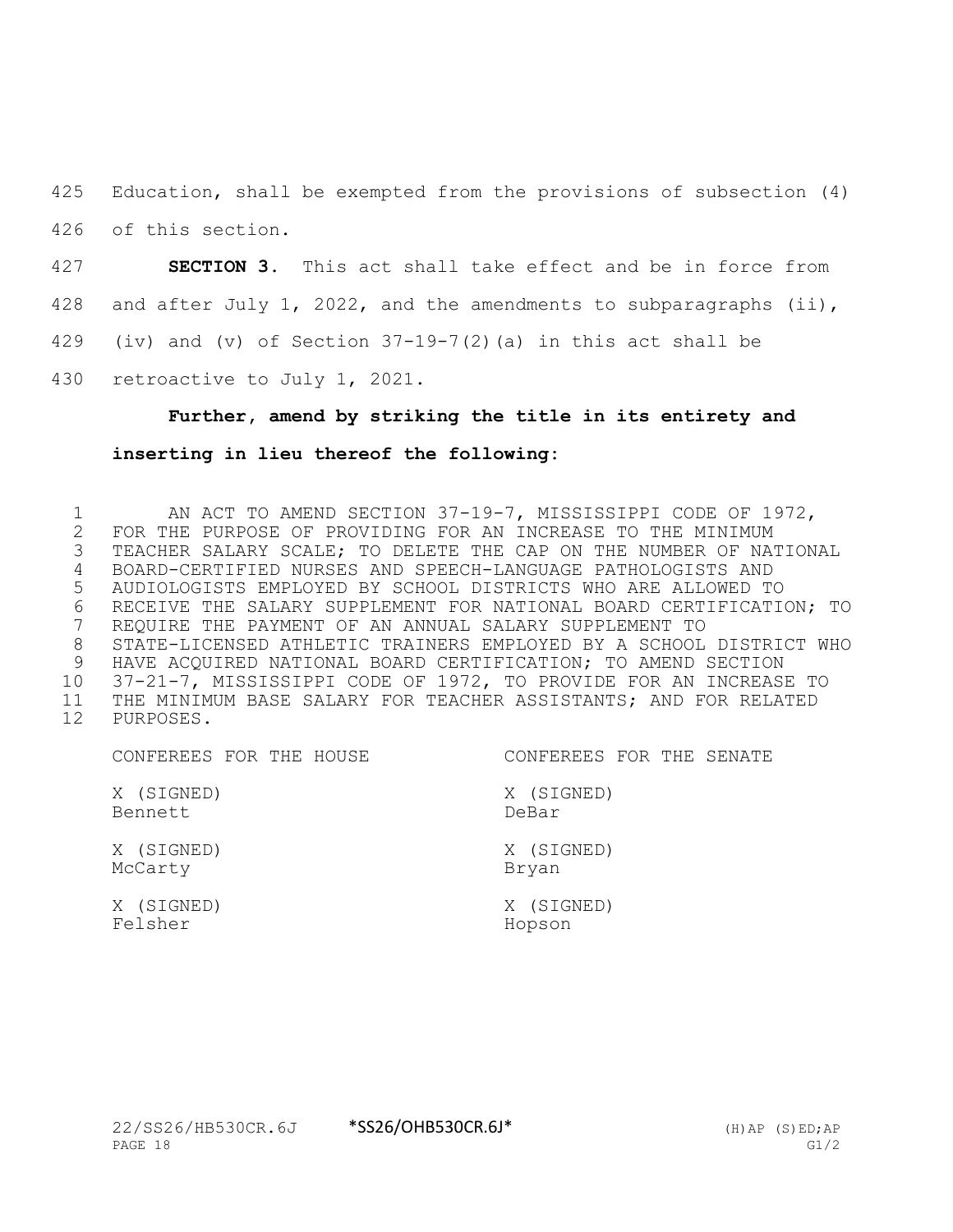Education, shall be exempted from the provisions of subsection (4) of this section.

**SECTION 3.** This act shall take effect and be in force from and after July 1, 2022, and the amendments to subparagraphs (ii), (iv) and (v) of Section 37-19-7(2)(a) in this act shall be retroactive to July 1, 2021.

**Further, amend by striking the title in its entirety and inserting in lieu thereof the following:**

AN ACT TO AMEND SECTION 37-19-7, MISSISSIPPI CODE OF 1972, FOR THE PURPOSE OF PROVIDING FOR AN INCREASE TO THE MINIMUM TEACHER SALARY SCALE; TO DELETE THE CAP ON THE NUMBER OF NATIONAL BOARD-CERTIFIED NURSES AND SPEECH-LANGUAGE PATHOLOGISTS AND AUDIOLOGISTS EMPLOYED BY SCHOOL DISTRICTS WHO ARE ALLOWED TO RECEIVE THE SALARY SUPPLEMENT FOR NATIONAL BOARD CERTIFICATION; TO REQUIRE THE PAYMENT OF AN ANNUAL SALARY SUPPLEMENT TO STATE-LICENSED ATHLETIC TRAINERS EMPLOYED BY A SCHOOL DISTRICT WHO HAVE ACQUIRED NATIONAL BOARD CERTIFICATION; TO AMEND SECTION 37-21-7, MISSISSIPPI CODE OF 1972, TO PROVIDE FOR AN INCREASE TO THE MINIMUM BASE SALARY FOR TEACHER ASSISTANTS; AND FOR RELATED PURPOSES.

| CONFEREES FOR THE HOUSE | CONFEREES FOR THE SENATE |
|---|---|
| X (SIGNED) Bennett | X (SIGNED) DeBar |
| X (SIGNED) McCarty | X (SIGNED) Bryan |
| X (SIGNED) Felsher | X (SIGNED) Hopson |